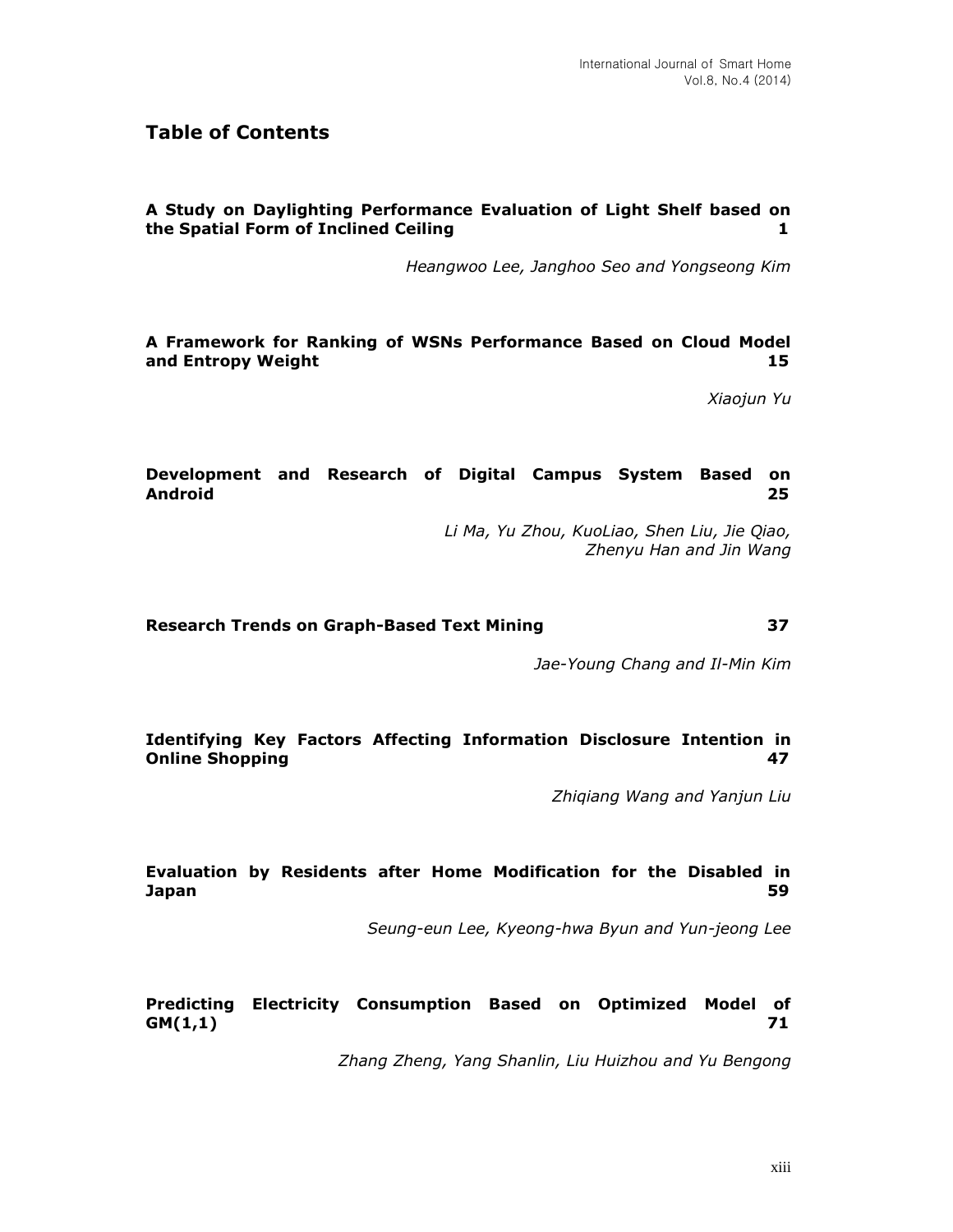## Table of Contents

**A Study on Daylighting Performance Evaluation of Light Shelf based on the Spatial Form of Inclined Ceiling** **1**

*Heangwoo Lee, Janghoo Seo and Yongseong Kim*

**A Framework for Ranking of WSNs Performance Based on Cloud Model and Entropy Weight** **15**

*Xiaojun Yu*

**Development and Research of Digital Campus System Based on Android** **25**

*Li Ma, Yu Zhou, KuoLiao, Shen Liu, Jie Qiao, Zhenyu Han and Jin Wang*

**Research Trends on Graph-Based Text Mining** **37**

*Jae-Young Chang and Il-Min Kim*

**Identifying Key Factors Affecting Information Disclosure Intention in Online Shopping** **47**

*Zhiqiang Wang and Yanjun Liu*

**Evaluation by Residents after Home Modification for the Disabled in Japan** **59**

*Seung-eun Lee, Kyeong-hwa Byun and Yun-jeong Lee*

**Predicting Electricity Consumption Based on Optimized Model of GM(1,1)** **71**

*Zhang Zheng, Yang Shanlin, Liu Huizhou and Yu Bengong*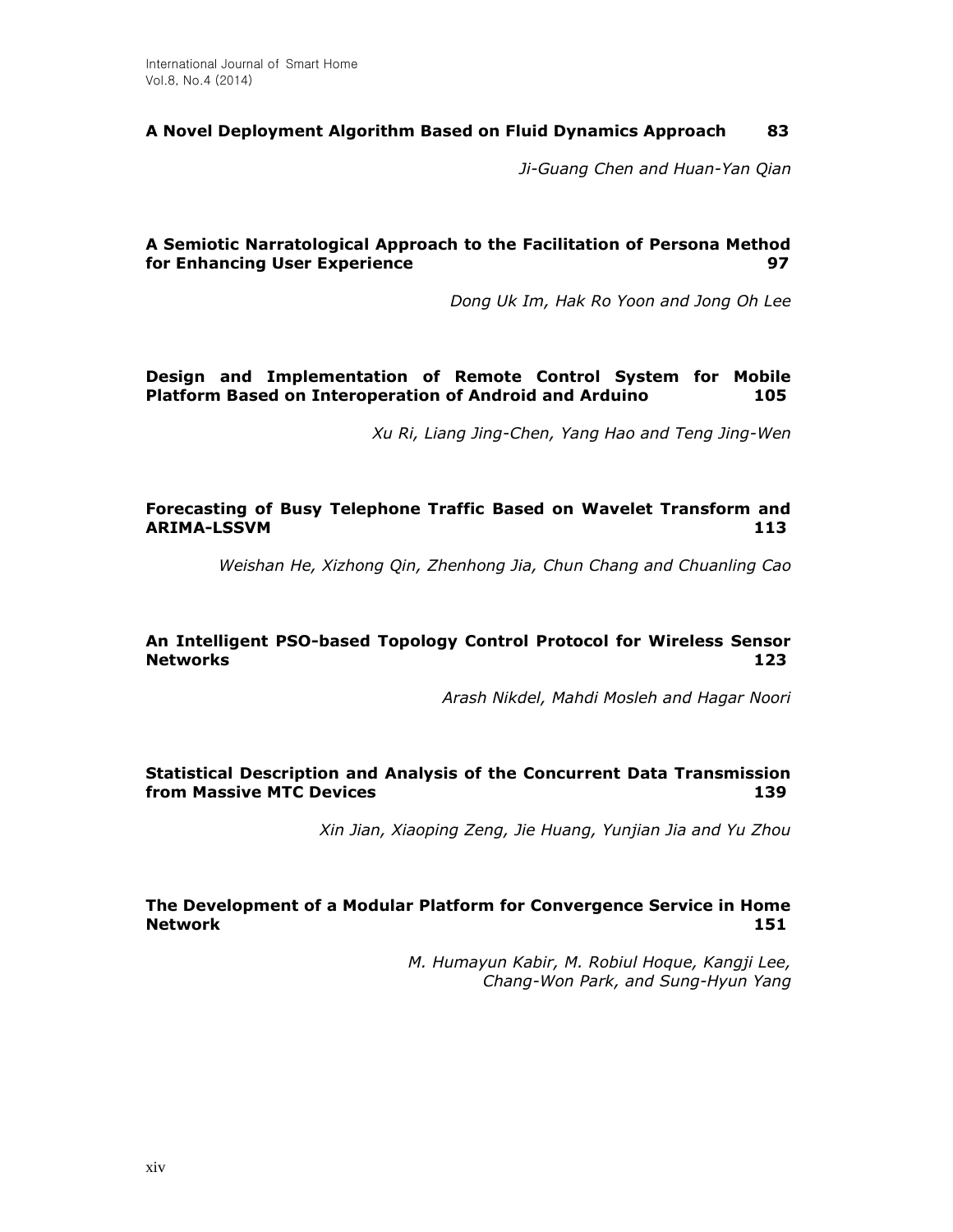**A Novel Deployment Algorithm Based on Fluid Dynamics Approach** **83**

*Ji-Guang Chen and Huan-Yan Qian*

**A Semiotic Narratological Approach to the Facilitation of Persona Method for Enhancing User Experience** **97**

*Dong Uk Im, Hak Ro Yoon and Jong Oh Lee*

**Design and Implementation of Remote Control System for Mobile Platform Based on Interoperation of Android and Arduino** **105**

*Xu Ri, Liang Jing-Chen, Yang Hao and Teng Jing-Wen*

**Forecasting of Busy Telephone Traffic Based on Wavelet Transform and ARIMA-LSSVM** **113**

*Weishan He, Xizhong Qin, Zhenhong Jia, Chun Chang and Chuanling Cao*

**An Intelligent PSO-based Topology Control Protocol for Wireless Sensor Networks** **123**

*Arash Nikdel, Mahdi Mosleh and Hagar Noori*

**Statistical Description and Analysis of the Concurrent Data Transmission from Massive MTC Devices** **139**

*Xin Jian, Xiaoping Zeng, Jie Huang, Yunjian Jia and Yu Zhou*

**The Development of a Modular Platform for Convergence Service in Home Network** **151**

*M. Humayun Kabir, M. Robiul Hoque, Kangji Lee, Chang-Won Park, and Sung-Hyun Yang*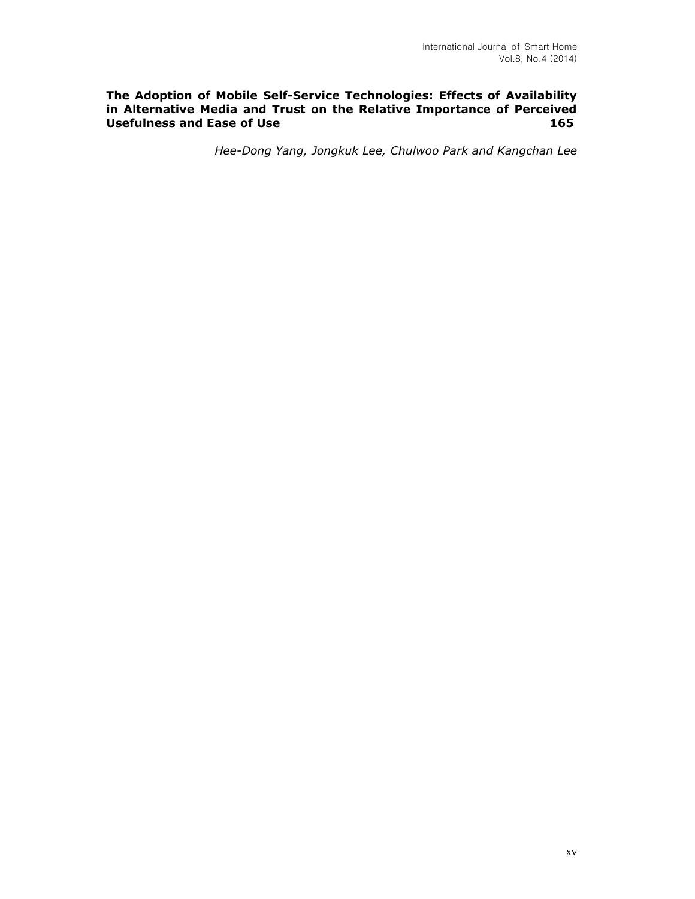**The Adoption of Mobile Self-Service Technologies: Effects of Availability in Alternative Media and Trust on the Relative Importance of Perceived Usefulness and Ease of Use** **165**

*Hee-Dong Yang, Jongkuk Lee, Chulwoo Park and Kangchan Lee*